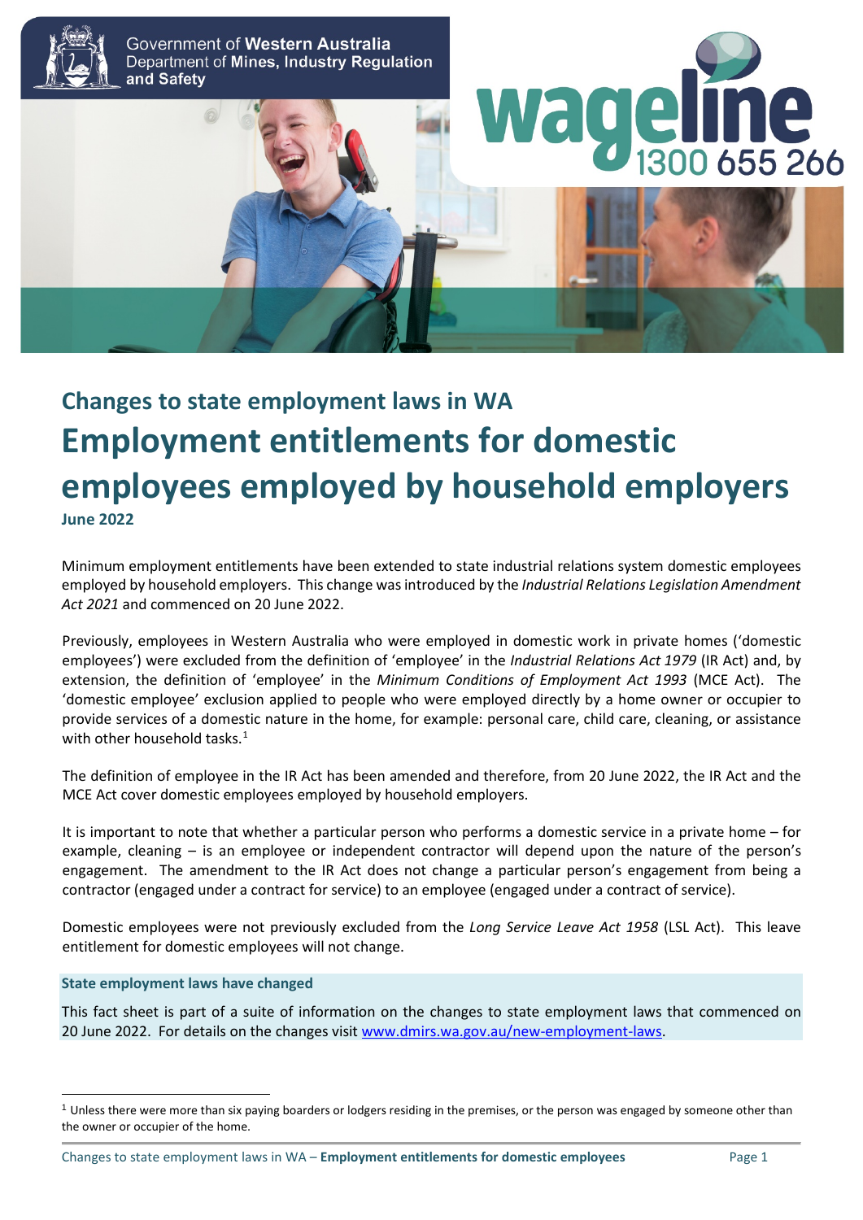Government of **Western Australia**
Department of **Mines, Industry Regulation and Safety**

**wageline** 1300 655 266

## Changes to state employment laws in WA

# Employment entitlements for domestic employees employed by household employers

**June 2022**

Minimum employment entitlements have been extended to state industrial relations system domestic employees employed by household employers. This change was introduced by the *Industrial Relations Legislation Amendment Act 2021* and commenced on 20 June 2022.

Previously, employees in Western Australia who were employed in domestic work in private homes ('domestic employees') were excluded from the definition of 'employee' in the *Industrial Relations Act 1979* (IR Act) and, by extension, the definition of 'employee' in the *Minimum Conditions of Employment Act 1993* (MCE Act). The 'domestic employee' exclusion applied to people who were employed directly by a home owner or occupier to provide services of a domestic nature in the home, for example: personal care, child care, cleaning, or assistance with other household tasks.[1]

The definition of employee in the IR Act has been amended and therefore, from 20 June 2022, the IR Act and the MCE Act cover domestic employees employed by household employers.

It is important to note that whether a particular person who performs a domestic service in a private home – for example, cleaning – is an employee or independent contractor will depend upon the nature of the person's engagement. The amendment to the IR Act does not change a particular person's engagement from being a contractor (engaged under a contract for service) to an employee (engaged under a contract of service).

Domestic employees were not previously excluded from the *Long Service Leave Act 1958* (LSL Act). This leave entitlement for domestic employees will not change.

**State employment laws have changed**

This fact sheet is part of a suite of information on the changes to state employment laws that commenced on 20 June 2022. For details on the changes visit www.dmirs.wa.gov.au/new-employment-laws.

[1] Unless there were more than six paying boarders or lodgers residing in the premises, or the person was engaged by someone other than the owner or occupier of the home.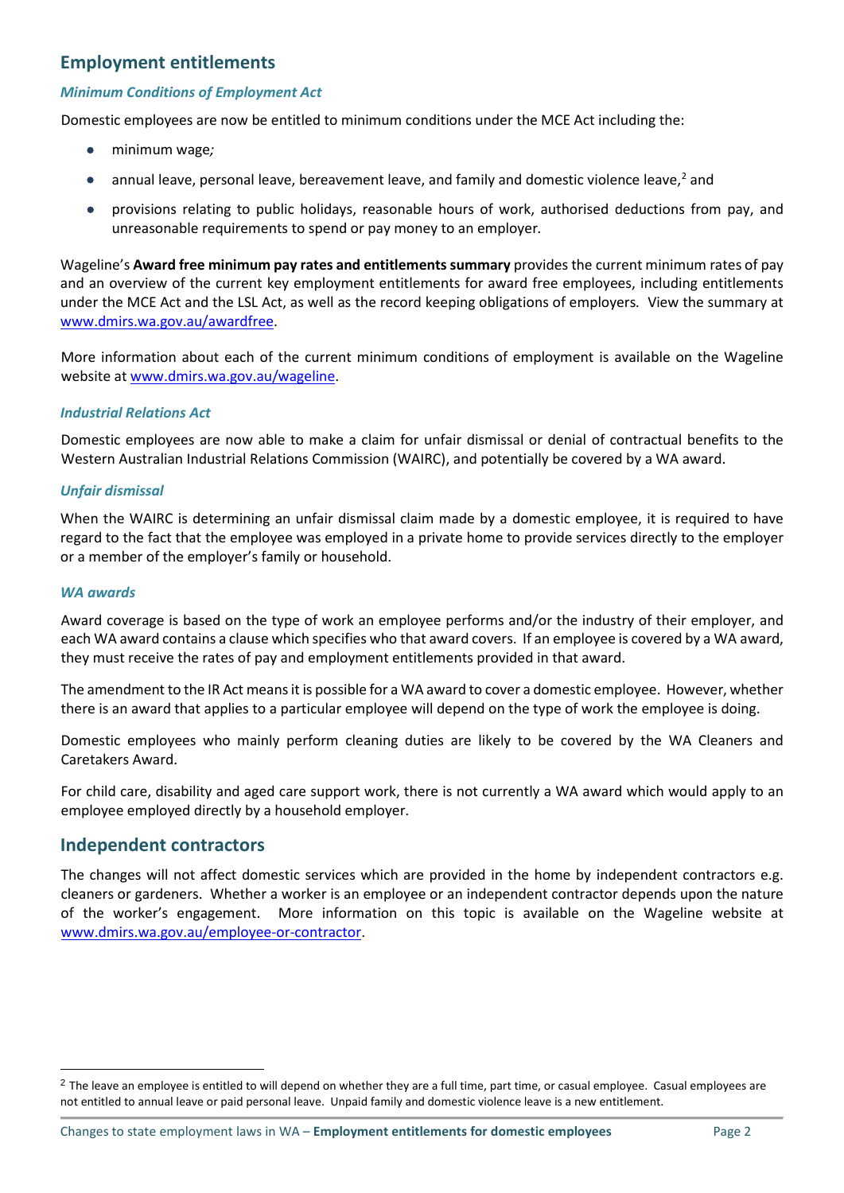## Employment entitlements

### *Minimum Conditions of Employment Act*

Domestic employees are now be entitled to minimum conditions under the MCE Act including the:

- minimum wage*;*
- annual leave, personal leave, bereavement leave, and family and domestic violence leave,[2] and
- provisions relating to public holidays, reasonable hours of work, authorised deductions from pay, and unreasonable requirements to spend or pay money to an employer.

Wageline's **Award free minimum pay rates and entitlements summary** provides the current minimum rates of pay and an overview of the current key employment entitlements for award free employees, including entitlements under the MCE Act and the LSL Act, as well as the record keeping obligations of employers. View the summary at www.dmirs.wa.gov.au/awardfree.

More information about each of the current minimum conditions of employment is available on the Wageline website at www.dmirs.wa.gov.au/wageline.

### *Industrial Relations Act*

Domestic employees are now able to make a claim for unfair dismissal or denial of contractual benefits to the Western Australian Industrial Relations Commission (WAIRC), and potentially be covered by a WA award.

### *Unfair dismissal*

When the WAIRC is determining an unfair dismissal claim made by a domestic employee, it is required to have regard to the fact that the employee was employed in a private home to provide services directly to the employer or a member of the employer's family or household.

### *WA awards*

Award coverage is based on the type of work an employee performs and/or the industry of their employer, and each WA award contains a clause which specifies who that award covers. If an employee is covered by a WA award, they must receive the rates of pay and employment entitlements provided in that award.

The amendment to the IR Act means it is possible for a WA award to cover a domestic employee. However, whether there is an award that applies to a particular employee will depend on the type of work the employee is doing.

Domestic employees who mainly perform cleaning duties are likely to be covered by the WA Cleaners and Caretakers Award.

For child care, disability and aged care support work, there is not currently a WA award which would apply to an employee employed directly by a household employer.

## Independent contractors

The changes will not affect domestic services which are provided in the home by independent contractors e.g. cleaners or gardeners. Whether a worker is an employee or an independent contractor depends upon the nature of the worker's engagement. More information on this topic is available on the Wageline website at www.dmirs.wa.gov.au/employee-or-contractor.

---

[2] The leave an employee is entitled to will depend on whether they are a full time, part time, or casual employee. Casual employees are not entitled to annual leave or paid personal leave. Unpaid family and domestic violence leave is a new entitlement.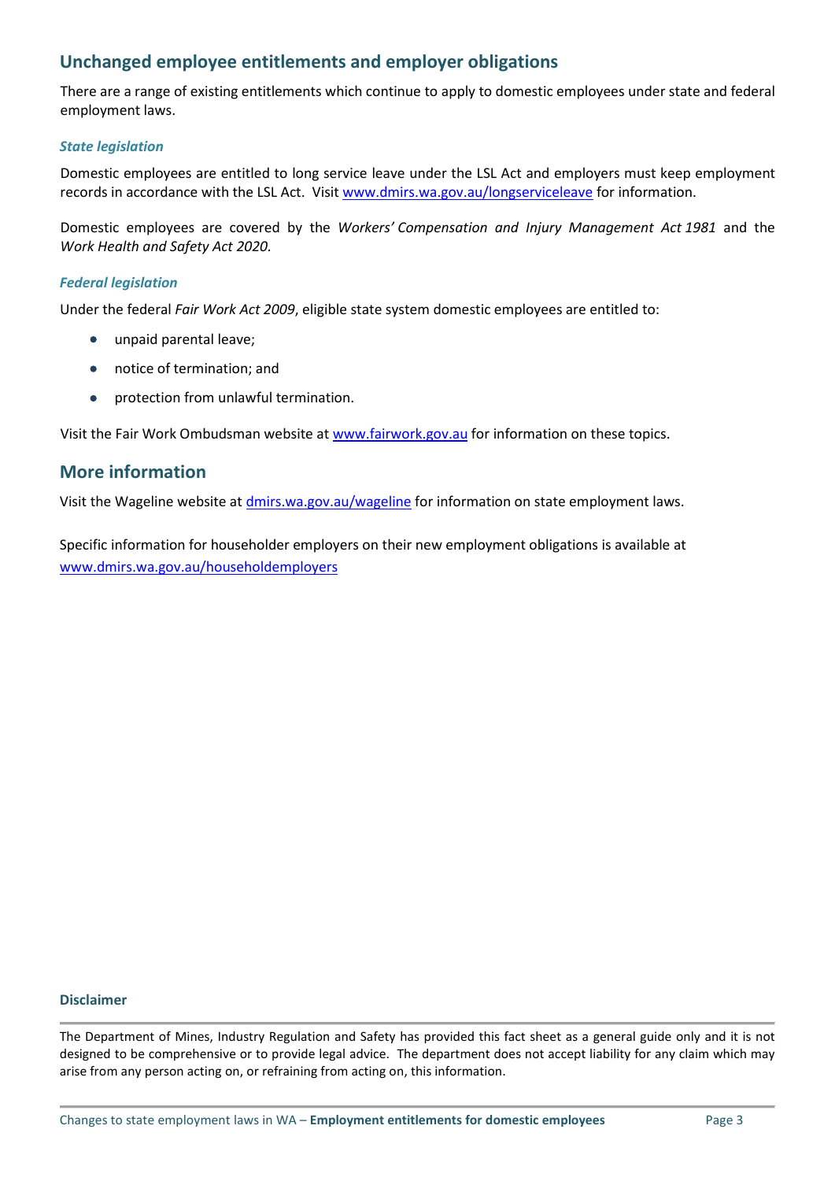## Unchanged employee entitlements and employer obligations

There are a range of existing entitlements which continue to apply to domestic employees under state and federal employment laws.

### *State legislation*

Domestic employees are entitled to long service leave under the LSL Act and employers must keep employment records in accordance with the LSL Act. Visit www.dmirs.wa.gov.au/longserviceleave for information.

Domestic employees are covered by the *Workers' Compensation and Injury Management Act 1981* and the *Work Health and Safety Act 2020.*

### *Federal legislation*

Under the federal *Fair Work Act 2009*, eligible state system domestic employees are entitled to:

- unpaid parental leave;
- notice of termination; and
- protection from unlawful termination.

Visit the Fair Work Ombudsman website at www.fairwork.gov.au for information on these topics.

## More information

Visit the Wageline website at dmirs.wa.gov.au/wageline for information on state employment laws.

Specific information for householder employers on their new employment obligations is available at www.dmirs.wa.gov.au/householdemployers

**Disclaimer**

The Department of Mines, Industry Regulation and Safety has provided this fact sheet as a general guide only and it is not designed to be comprehensive or to provide legal advice. The department does not accept liability for any claim which may arise from any person acting on, or refraining from acting on, this information.